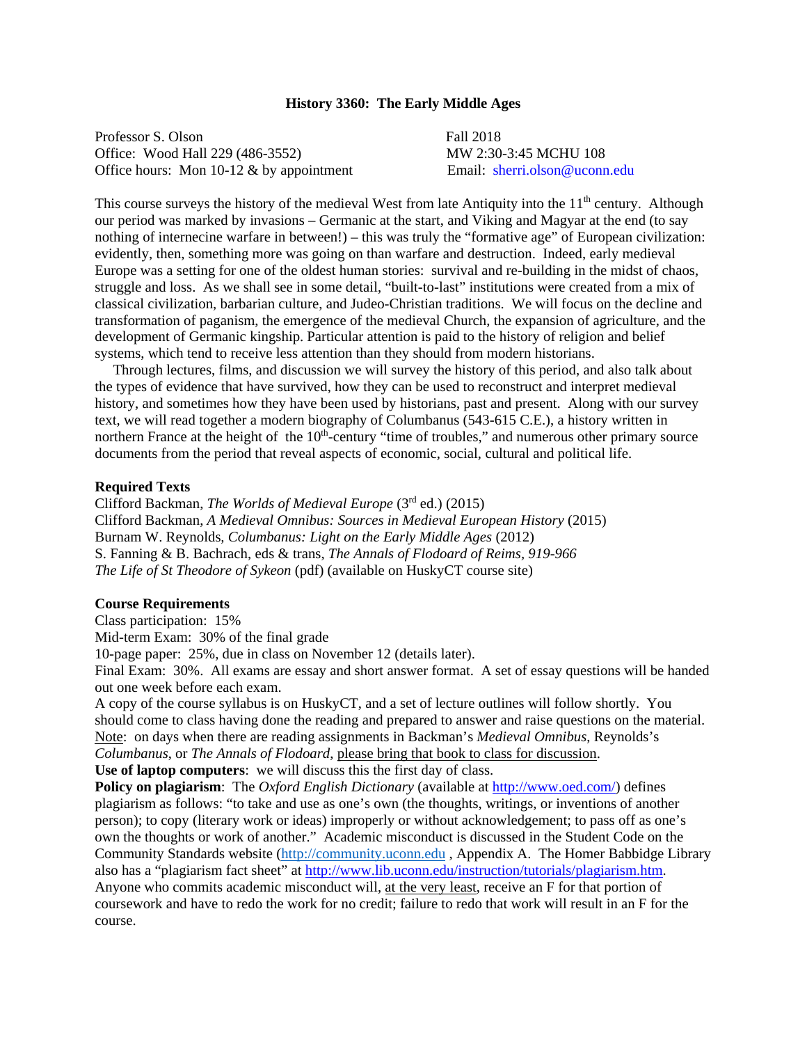# History 3360: The Early Middle Ages

Professor S. Olson
Office: Wood Hall 229 (486-3552)
Office hours: Mon 10-12 & by appointment

Fall 2018
MW 2:30-3:45 MCHU 108
Email: sherri.olson@uconn.edu

This course surveys the history of the medieval West from late Antiquity into the 11th century. Although our period was marked by invasions – Germanic at the start, and Viking and Magyar at the end (to say nothing of internecine warfare in between!) – this was truly the "formative age" of European civilization: evidently, then, something more was going on than warfare and destruction. Indeed, early medieval Europe was a setting for one of the oldest human stories: survival and re-building in the midst of chaos, struggle and loss. As we shall see in some detail, "built-to-last" institutions were created from a mix of classical civilization, barbarian culture, and Judeo-Christian traditions. We will focus on the decline and transformation of paganism, the emergence of the medieval Church, the expansion of agriculture, and the development of Germanic kingship. Particular attention is paid to the history of religion and belief systems, which tend to receive less attention than they should from modern historians.

Through lectures, films, and discussion we will survey the history of this period, and also talk about the types of evidence that have survived, how they can be used to reconstruct and interpret medieval history, and sometimes how they have been used by historians, past and present. Along with our survey text, we will read together a modern biography of Columbanus (543-615 C.E.), a history written in northern France at the height of the 10th-century "time of troubles," and numerous other primary source documents from the period that reveal aspects of economic, social, cultural and political life.

**Required Texts**

Clifford Backman, *The Worlds of Medieval Europe* (3rd ed.) (2015)
Clifford Backman, *A Medieval Omnibus: Sources in Medieval European History* (2015)
Burnam W. Reynolds, *Columbanus: Light on the Early Middle Ages* (2012)
S. Fanning & B. Bachrach, eds & trans, *The Annals of Flodoard of Reims, 919-966*
*The Life of St Theodore of Sykeon* (pdf) (available on HuskyCT course site)

**Course Requirements**

Class participation: 15%
Mid-term Exam: 30% of the final grade
10-page paper: 25%, due in class on November 12 (details later).
Final Exam: 30%. All exams are essay and short answer format. A set of essay questions will be handed out one week before each exam.
A copy of the course syllabus is on HuskyCT, and a set of lecture outlines will follow shortly. You should come to class having done the reading and prepared to answer and raise questions on the material. Note: on days when there are reading assignments in Backman's *Medieval Omnibus*, Reynolds's *Columbanus*, or *The Annals of Flodoard*, please bring that book to class for discussion.
**Use of laptop computers**: we will discuss this the first day of class.
**Policy on plagiarism**: The *Oxford English Dictionary* (available at http://www.oed.com/) defines plagiarism as follows: "to take and use as one's own (the thoughts, writings, or inventions of another person); to copy (literary work or ideas) improperly or without acknowledgement; to pass off as one's own the thoughts or work of another." Academic misconduct is discussed in the Student Code on the Community Standards website (http://community.uconn.edu , Appendix A. The Homer Babbidge Library also has a "plagiarism fact sheet" at http://www.lib.uconn.edu/instruction/tutorials/plagiarism.htm. Anyone who commits academic misconduct will, at the very least, receive an F for that portion of coursework and have to redo the work for no credit; failure to redo that work will result in an F for the course.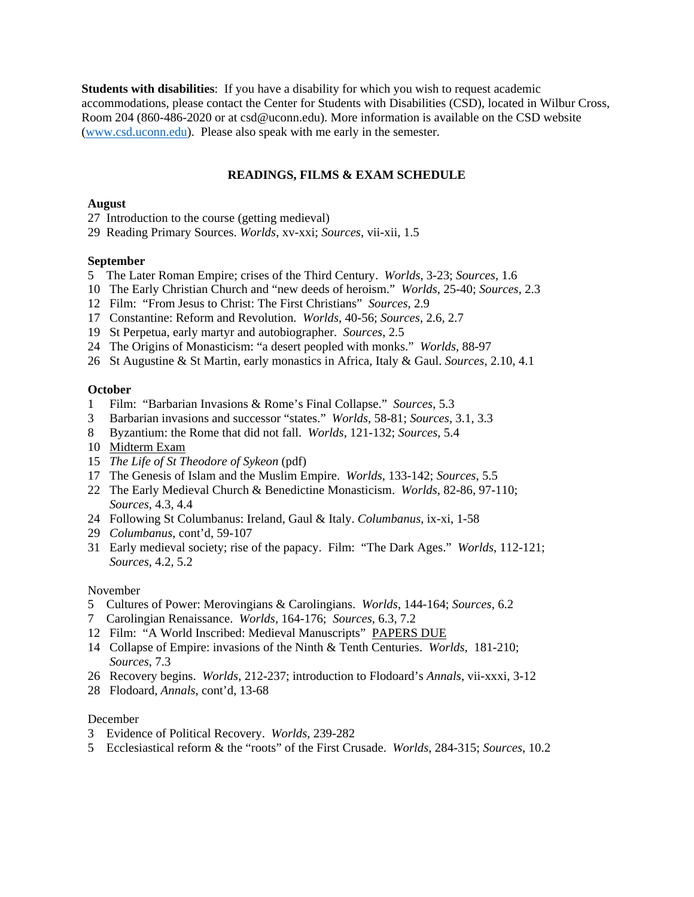**Students with disabilities**: If you have a disability for which you wish to request academic accommodations, please contact the Center for Students with Disabilities (CSD), located in Wilbur Cross, Room 204 (860-486-2020 or at csd@uconn.edu). More information is available on the CSD website ([www.csd.uconn.edu](www.csd.uconn.edu)). Please also speak with me early in the semester.

## READINGS, FILMS & EXAM SCHEDULE

**August**

27 Introduction to the course (getting medieval)
29 Reading Primary Sources. *Worlds*, xv-xxi; *Sources*, vii-xii, 1.5

**September**

5 The Later Roman Empire; crises of the Third Century. *Worlds*, 3-23; *Sources*, 1.6
10 The Early Christian Church and "new deeds of heroism." *Worlds*, 25-40; *Sources*, 2.3
12 Film: "From Jesus to Christ: The First Christians" *Sources*, 2.9
17 Constantine: Reform and Revolution. *Worlds*, 40-56; *Sources*, 2.6, 2.7
19 St Perpetua, early martyr and autobiographer. *Sources*, 2.5
24 The Origins of Monasticism: "a desert peopled with monks." *Worlds*, 88-97
26 St Augustine & St Martin, early monastics in Africa, Italy & Gaul. *Sources*, 2.10, 4.1

**October**

1 Film: "Barbarian Invasions & Rome's Final Collapse." *Sources*, 5.3
3 Barbarian invasions and successor "states." *Worlds*, 58-81; *Sources*, 3.1, 3.3
8 Byzantium: the Rome that did not fall. *Worlds*, 121-132; *Sources*, 5.4
10 <u>Midterm Exam</u>
15 *The Life of St Theodore of Sykeon* (pdf)
17 The Genesis of Islam and the Muslim Empire. *Worlds*, 133-142; *Sources*, 5.5
22 The Early Medieval Church & Benedictine Monasticism. *Worlds*, 82-86, 97-110; *Sources*, 4.3, 4.4
24 Following St Columbanus: Ireland, Gaul & Italy. *Columbanus*, ix-xi, 1-58
29 *Columbanus*, cont'd, 59-107
31 Early medieval society; rise of the papacy. Film: "The Dark Ages." *Worlds*, 112-121; *Sources*, 4.2, 5.2

November

5 Cultures of Power: Merovingians & Carolingians. *Worlds*, 144-164; *Sources*, 6.2
7 Carolingian Renaissance. *Worlds*, 164-176; *Sources*, 6.3, 7.2
12 Film: "A World Inscribed: Medieval Manuscripts" <u>PAPERS DUE</u>
14 Collapse of Empire: invasions of the Ninth & Tenth Centuries. *Worlds*, 181-210; *Sources*, 7.3
26 Recovery begins. *Worlds*, 212-237; introduction to Flodoard's *Annals*, vii-xxxi, 3-12
28 Flodoard, *Annals*, cont'd, 13-68

December

3 Evidence of Political Recovery. *Worlds*, 239-282
5 Ecclesiastical reform & the "roots" of the First Crusade. *Worlds*, 284-315; *Sources*, 10.2